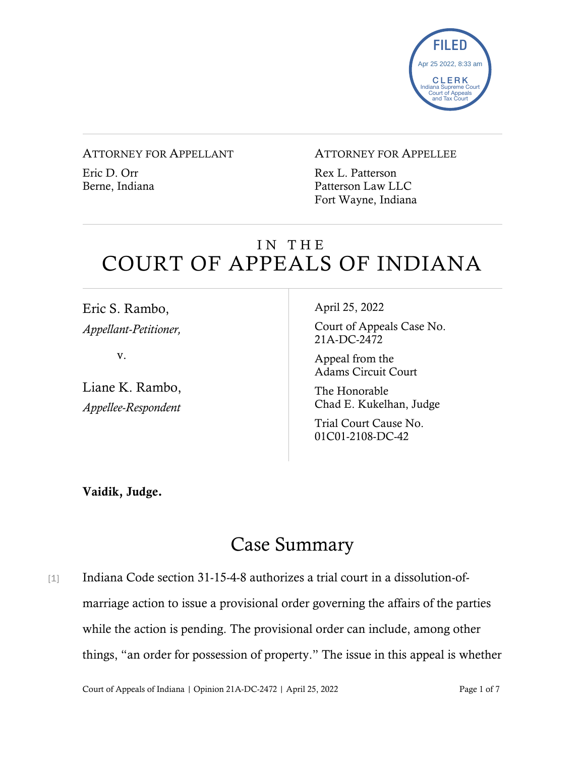FILED
Apr 25 2022, 8:33 am
CLERK
Indiana Supreme Court
Court of Appeals
and Tax Court

ATTORNEY FOR APPELLANT

Eric D. Orr
Berne, Indiana

ATTORNEY FOR APPELLEE

Rex L. Patterson
Patterson Law LLC
Fort Wayne, Indiana

# IN THE COURT OF APPEALS OF INDIANA

Eric S. Rambo,
*Appellant-Petitioner,*

v.

Liane K. Rambo,
*Appellee-Respondent*

April 25, 2022

Court of Appeals Case No. 21A-DC-2472

Appeal from the Adams Circuit Court

The Honorable Chad E. Kukelhan, Judge

Trial Court Cause No. 01C01-2108-DC-42

**Vaidik, Judge.**

## Case Summary

[1] Indiana Code section 31-15-4-8 authorizes a trial court in a dissolution-of-marriage action to issue a provisional order governing the affairs of the parties while the action is pending. The provisional order can include, among other things, "an order for possession of property." The issue in this appeal is whether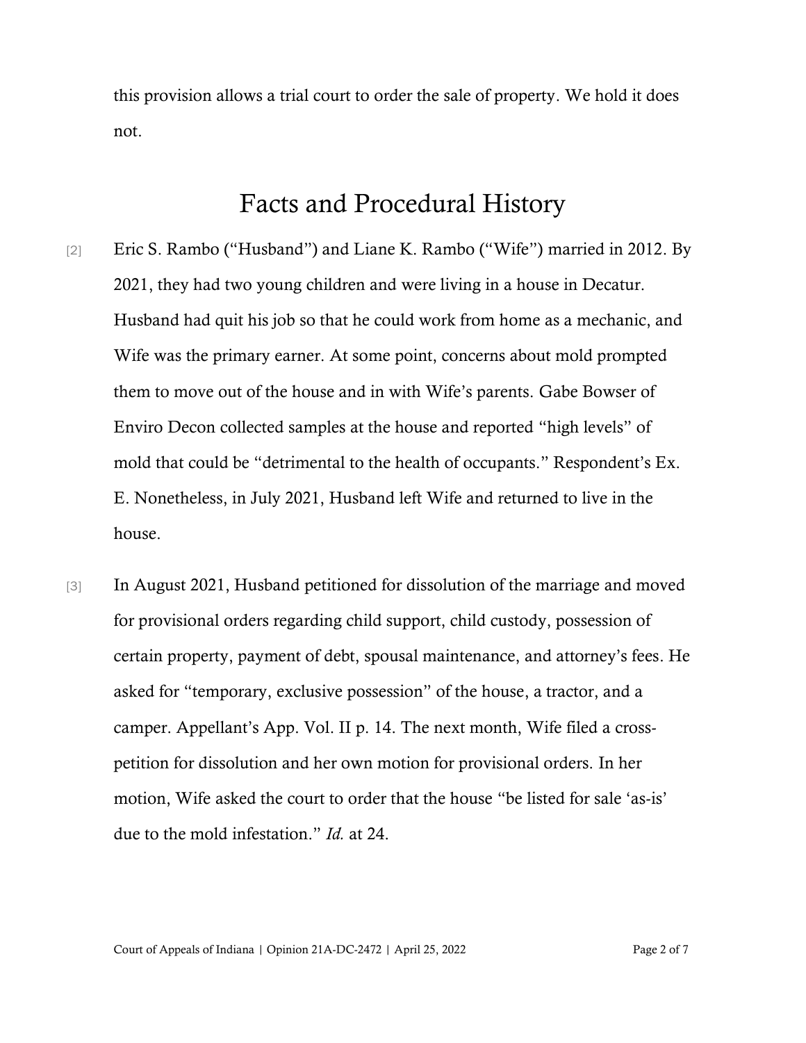this provision allows a trial court to order the sale of property. We hold it does not.

## Facts and Procedural History

[2] Eric S. Rambo ("Husband") and Liane K. Rambo ("Wife") married in 2012. By 2021, they had two young children and were living in a house in Decatur. Husband had quit his job so that he could work from home as a mechanic, and Wife was the primary earner. At some point, concerns about mold prompted them to move out of the house and in with Wife's parents. Gabe Bowser of Enviro Decon collected samples at the house and reported "high levels" of mold that could be "detrimental to the health of occupants." Respondent's Ex. E. Nonetheless, in July 2021, Husband left Wife and returned to live in the house.

[3] In August 2021, Husband petitioned for dissolution of the marriage and moved for provisional orders regarding child support, child custody, possession of certain property, payment of debt, spousal maintenance, and attorney's fees. He asked for "temporary, exclusive possession" of the house, a tractor, and a camper. Appellant's App. Vol. II p. 14. The next month, Wife filed a cross-petition for dissolution and her own motion for provisional orders. In her motion, Wife asked the court to order that the house "be listed for sale 'as-is' due to the mold infestation." *Id.* at 24.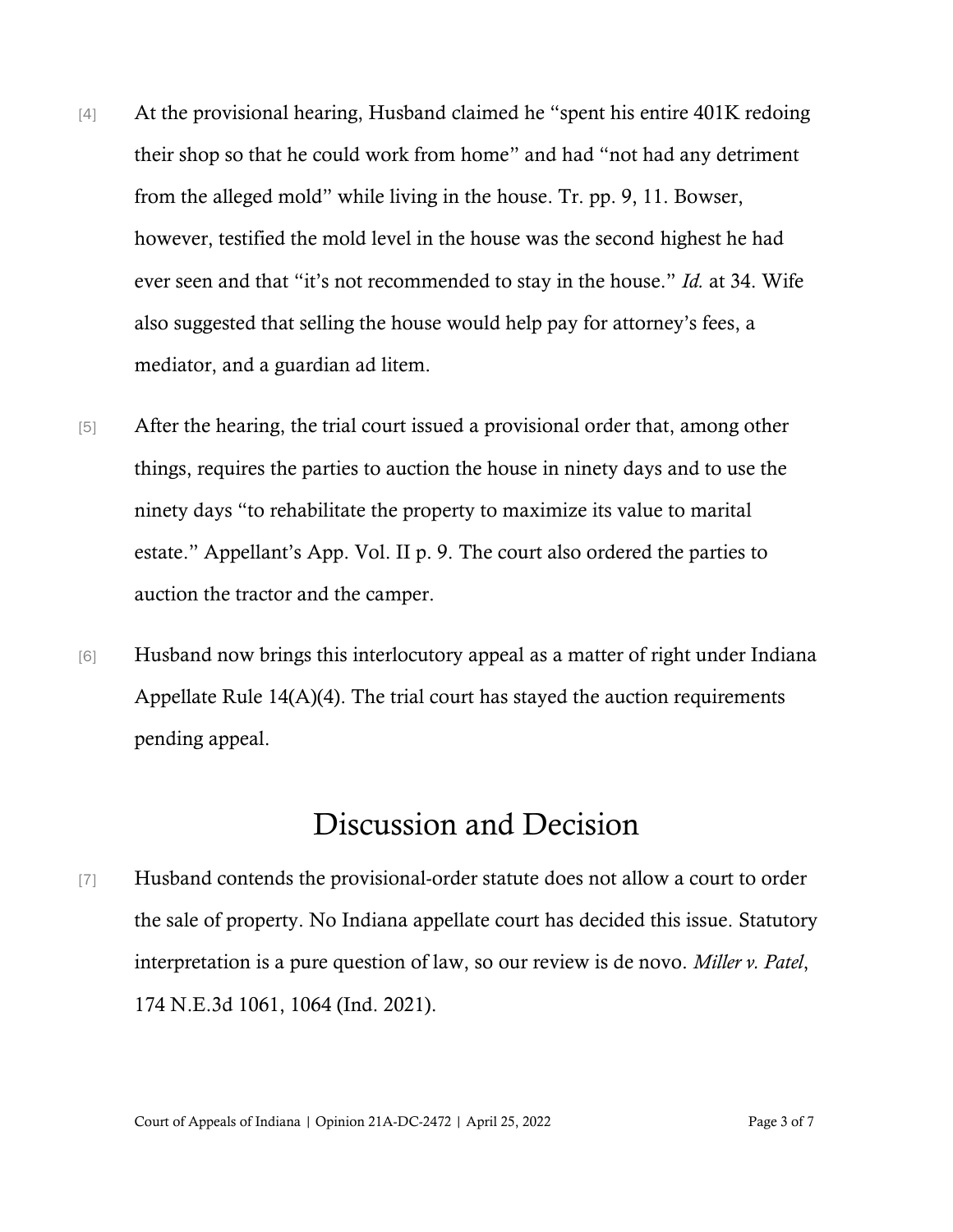[4] At the provisional hearing, Husband claimed he "spent his entire 401K redoing their shop so that he could work from home" and had "not had any detriment from the alleged mold" while living in the house. Tr. pp. 9, 11. Bowser, however, testified the mold level in the house was the second highest he had ever seen and that "it's not recommended to stay in the house." *Id.* at 34. Wife also suggested that selling the house would help pay for attorney's fees, a mediator, and a guardian ad litem.

[5] After the hearing, the trial court issued a provisional order that, among other things, requires the parties to auction the house in ninety days and to use the ninety days "to rehabilitate the property to maximize its value to marital estate." Appellant's App. Vol. II p. 9. The court also ordered the parties to auction the tractor and the camper.

[6] Husband now brings this interlocutory appeal as a matter of right under Indiana Appellate Rule 14(A)(4). The trial court has stayed the auction requirements pending appeal.

# Discussion and Decision

[7] Husband contends the provisional-order statute does not allow a court to order the sale of property. No Indiana appellate court has decided this issue. Statutory interpretation is a pure question of law, so our review is de novo. *Miller v. Patel*, 174 N.E.3d 1061, 1064 (Ind. 2021).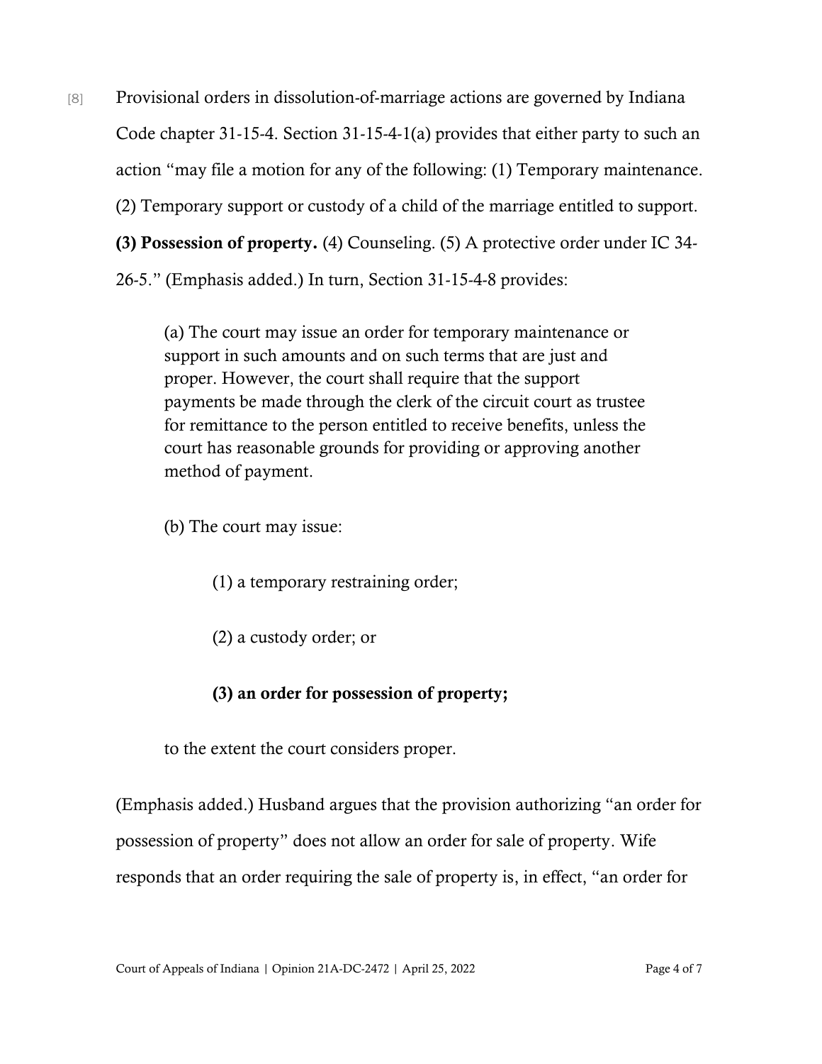[8] Provisional orders in dissolution-of-marriage actions are governed by Indiana Code chapter 31-15-4. Section 31-15-4-1(a) provides that either party to such an action "may file a motion for any of the following: (1) Temporary maintenance. (2) Temporary support or custody of a child of the marriage entitled to support. **(3) Possession of property.** (4) Counseling. (5) A protective order under IC 34-26-5." (Emphasis added.) In turn, Section 31-15-4-8 provides:

> (a) The court may issue an order for temporary maintenance or support in such amounts and on such terms that are just and proper. However, the court shall require that the support payments be made through the clerk of the circuit court as trustee for remittance to the person entitled to receive benefits, unless the court has reasonable grounds for providing or approving another method of payment.
>
> (b) The court may issue:
>
> (1) a temporary restraining order;
>
> (2) a custody order; or
>
> **(3) an order for possession of property;**
>
> to the extent the court considers proper.

(Emphasis added.) Husband argues that the provision authorizing "an order for possession of property" does not allow an order for sale of property. Wife responds that an order requiring the sale of property is, in effect, "an order for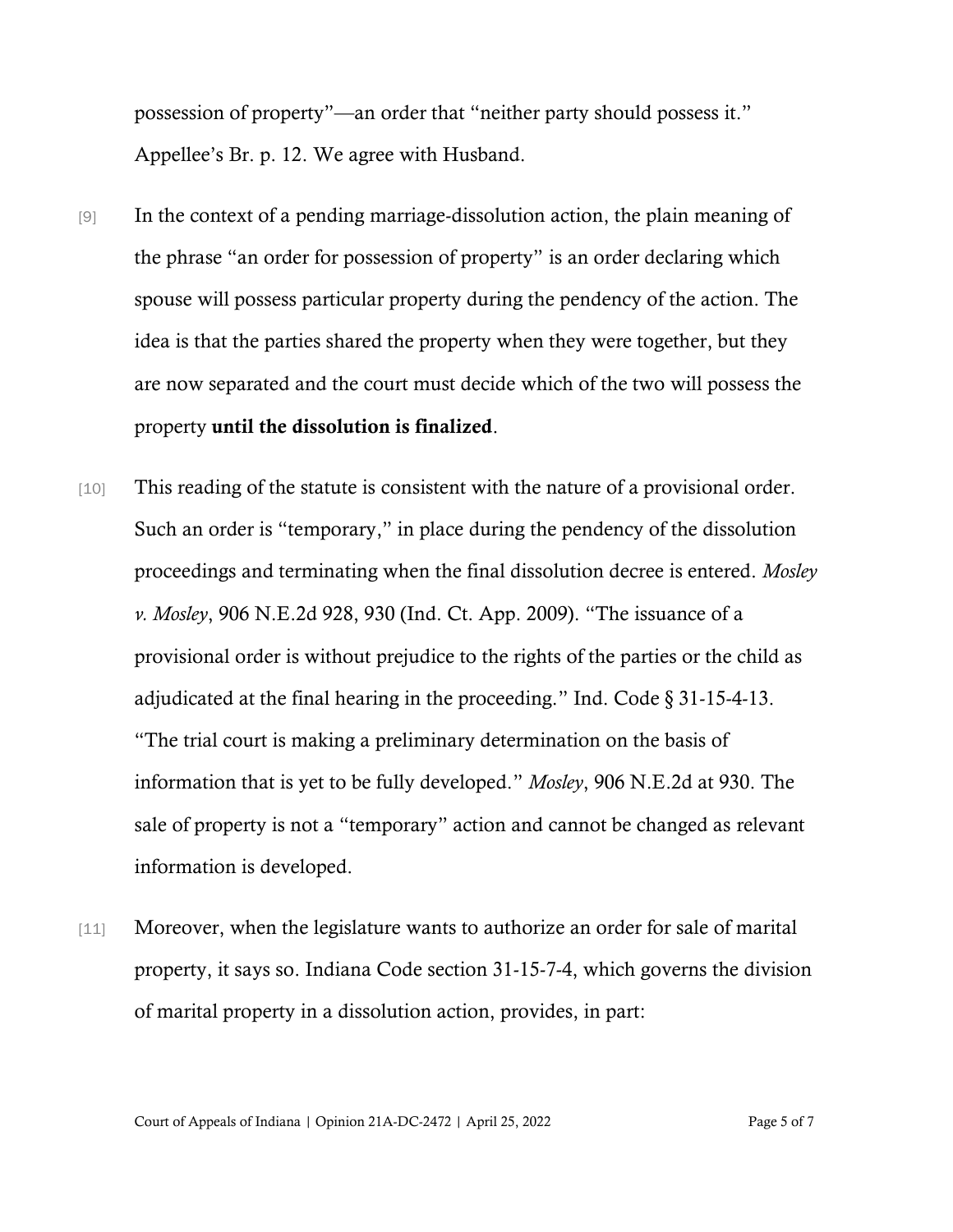possession of property"—an order that "neither party should possess it." Appellee's Br. p. 12. We agree with Husband.

[9] In the context of a pending marriage-dissolution action, the plain meaning of the phrase "an order for possession of property" is an order declaring which spouse will possess particular property during the pendency of the action. The idea is that the parties shared the property when they were together, but they are now separated and the court must decide which of the two will possess the property **until the dissolution is finalized**.

[10] This reading of the statute is consistent with the nature of a provisional order. Such an order is "temporary," in place during the pendency of the dissolution proceedings and terminating when the final dissolution decree is entered. *Mosley v. Mosley*, 906 N.E.2d 928, 930 (Ind. Ct. App. 2009). "The issuance of a provisional order is without prejudice to the rights of the parties or the child as adjudicated at the final hearing in the proceeding." Ind. Code § 31-15-4-13. "The trial court is making a preliminary determination on the basis of information that is yet to be fully developed." *Mosley*, 906 N.E.2d at 930. The sale of property is not a "temporary" action and cannot be changed as relevant information is developed.

[11] Moreover, when the legislature wants to authorize an order for sale of marital property, it says so. Indiana Code section 31-15-7-4, which governs the division of marital property in a dissolution action, provides, in part: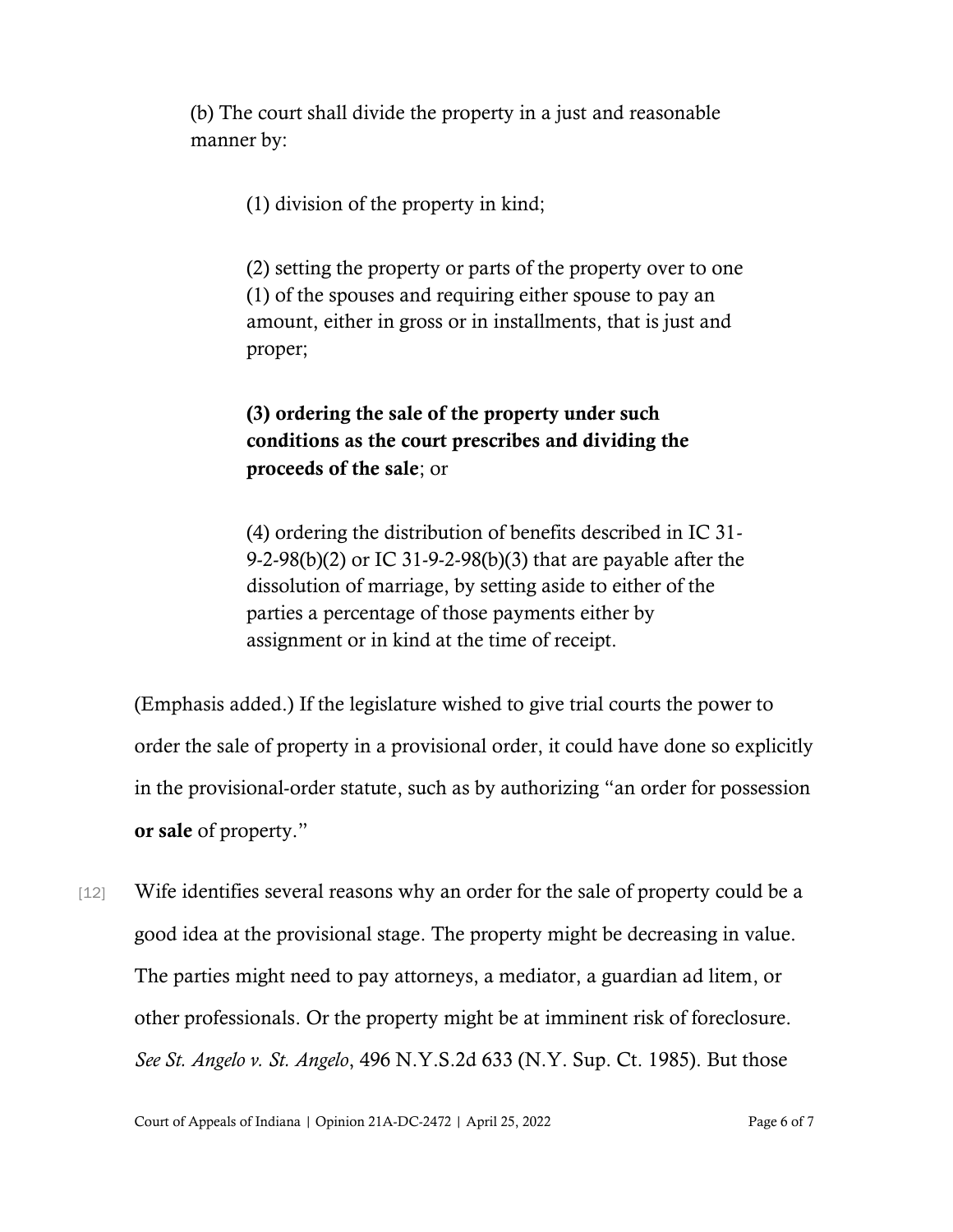> (b) The court shall divide the property in a just and reasonable manner by:
>
> > (1) division of the property in kind;
> >
> > (2) setting the property or parts of the property over to one (1) of the spouses and requiring either spouse to pay an amount, either in gross or in installments, that is just and proper;
> >
> > **(3) ordering the sale of the property under such conditions as the court prescribes and dividing the proceeds of the sale**; or
> >
> > (4) ordering the distribution of benefits described in IC 31-9-2-98(b)(2) or IC 31-9-2-98(b)(3) that are payable after the dissolution of marriage, by setting aside to either of the parties a percentage of those payments either by assignment or in kind at the time of receipt.

(Emphasis added.) If the legislature wished to give trial courts the power to order the sale of property in a provisional order, it could have done so explicitly in the provisional-order statute, such as by authorizing "an order for possession **or sale** of property."

[12] Wife identifies several reasons why an order for the sale of property could be a good idea at the provisional stage. The property might be decreasing in value. The parties might need to pay attorneys, a mediator, a guardian ad litem, or other professionals. Or the property might be at imminent risk of foreclosure. *See St. Angelo v. St. Angelo*, 496 N.Y.S.2d 633 (N.Y. Sup. Ct. 1985). But those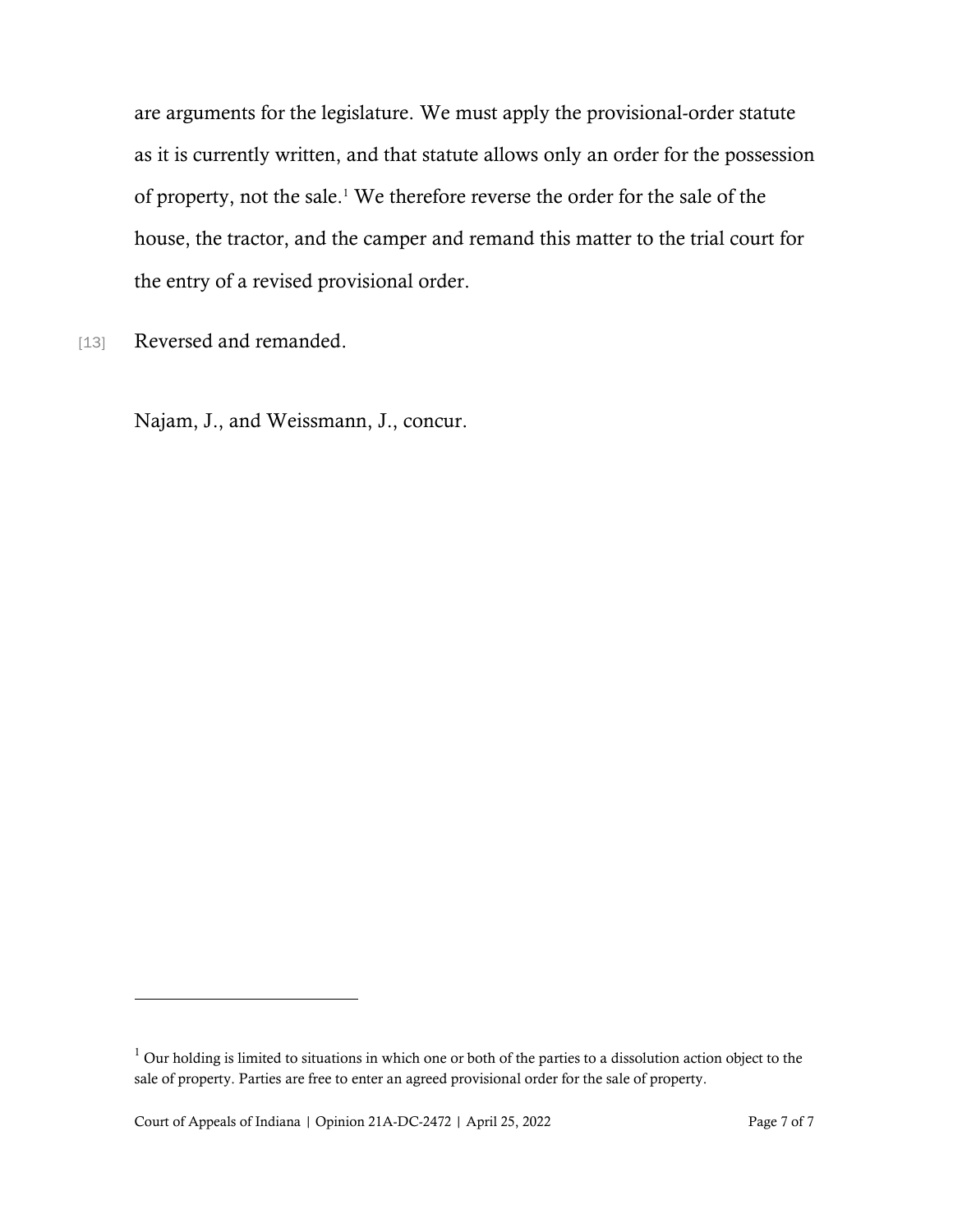are arguments for the legislature. We must apply the provisional-order statute as it is currently written, and that statute allows only an order for the possession of property, not the sale.[1] We therefore reverse the order for the sale of the house, the tractor, and the camper and remand this matter to the trial court for the entry of a revised provisional order.

[13] Reversed and remanded.

Najam, J., and Weissmann, J., concur.

---

[1] Our holding is limited to situations in which one or both of the parties to a dissolution action object to the sale of property. Parties are free to enter an agreed provisional order for the sale of property.